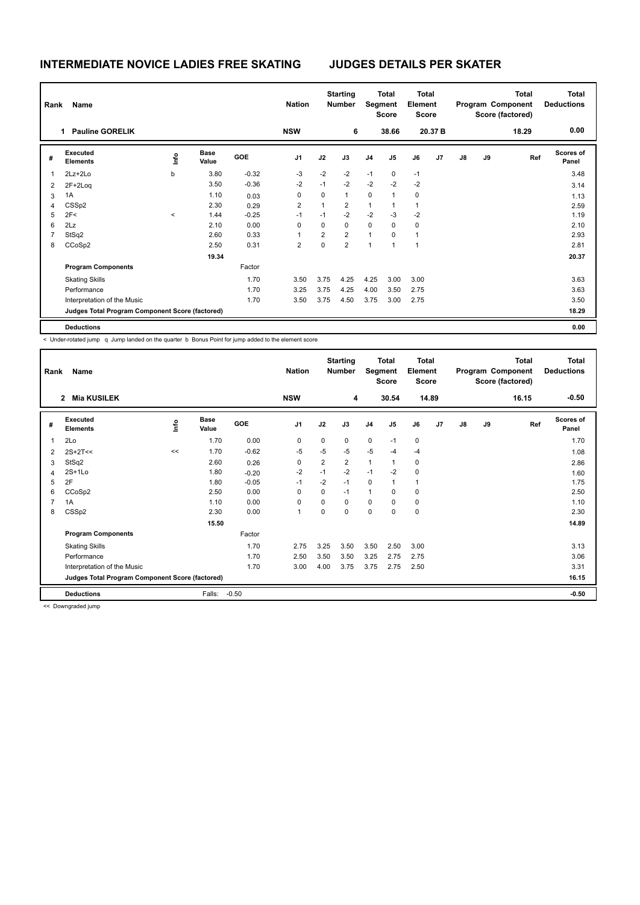# INTERMEDIATE NOVICE LADIES FREE SKATING JUDGES DETAILS PER SKATER

| Rank | Name | Nation | Starting Number | Total Segment Score | Total Element Score | Total Program Component Score (factored) | Total Deductions |
|---|---|---|---|---|---|---|---|
| 1 | Pauline GORELIK | NSW | 6 | 38.66 | 20.37 B | 18.29 | 0.00 |

| # | Executed Elements | Info | Base Value | GOE | J1 | J2 | J3 | J4 | J5 | J6 | J7 | J8 | J9 | Ref | Scores of Panel |
|---|---|---|---|---|---|---|---|---|---|---|---|---|---|---|---|
| 1 | 2Lz+2Lo | b | 3.80 | -0.32 | -3 | -2 | -2 | -1 | 0 | -1 | | | | | 3.48 |
| 2 | 2F+2Loq | | 3.50 | -0.36 | -2 | -1 | -2 | -2 | -2 | -2 | | | | | 3.14 |
| 3 | 1A | | 1.10 | 0.03 | 0 | 0 | 1 | 0 | 1 | 0 | | | | | 1.13 |
| 4 | CSSp2 | | 2.30 | 0.29 | 2 | 1 | 2 | 1 | 1 | 1 | | | | | 2.59 |
| 5 | 2F< | < | 1.44 | -0.25 | -1 | -1 | -2 | -2 | -3 | -2 | | | | | 1.19 |
| 6 | 2Lz | | 2.10 | 0.00 | 0 | 0 | 0 | 0 | 0 | 0 | | | | | 2.10 |
| 7 | StSq2 | | 2.60 | 0.33 | 1 | 2 | 2 | 1 | 0 | 1 | | | | | 2.93 |
| 8 | CCoSp2 | | 2.50 | 0.31 | 2 | 0 | 2 | 1 | 1 | 1 | | | | | 2.81 |
| | | | 19.34 | | | | | | | | | | | | 20.37 |
| | **Program Components** | | | Factor | | | | | | | | | | | |
| | Skating Skills | | | 1.70 | 3.50 | 3.75 | 4.25 | 4.25 | 3.00 | 3.00 | | | | | 3.63 |
| | Performance | | | 1.70 | 3.25 | 3.75 | 4.25 | 4.00 | 3.50 | 2.75 | | | | | 3.63 |
| | Interpretation of the Music | | | 1.70 | 3.50 | 3.75 | 4.50 | 3.75 | 3.00 | 2.75 | | | | | 3.50 |
| | **Judges Total Program Component Score (factored)** | | | | | | | | | | | | | | 18.29 |
| | **Deductions** | | | | | | | | | | | | | | 0.00 |

< Under-rotated jump q Jump landed on the quarter b Bonus Point for jump added to the element score

| Rank | Name | Nation | Starting Number | Total Segment Score | Total Element Score | Total Program Component Score (factored) | Total Deductions |
|---|---|---|---|---|---|---|---|
| 2 | Mia KUSILEK | NSW | 4 | 30.54 | 14.89 | 16.15 | -0.50 |

| # | Executed Elements | Info | Base Value | GOE | J1 | J2 | J3 | J4 | J5 | J6 | J7 | J8 | J9 | Ref | Scores of Panel |
|---|---|---|---|---|---|---|---|---|---|---|---|---|---|---|---|
| 1 | 2Lo | | 1.70 | 0.00 | 0 | 0 | 0 | 0 | -1 | 0 | | | | | 1.70 |
| 2 | 2S+2T<< | << | 1.70 | -0.62 | -5 | -5 | -5 | -5 | -4 | -4 | | | | | 1.08 |
| 3 | StSq2 | | 2.60 | 0.26 | 0 | 2 | 2 | 1 | 1 | 0 | | | | | 2.86 |
| 4 | 2S+1Lo | | 1.80 | -0.20 | -2 | -1 | -2 | -1 | -2 | 0 | | | | | 1.60 |
| 5 | 2F | | 1.80 | -0.05 | -1 | -2 | -1 | 0 | 1 | 1 | | | | | 1.75 |
| 6 | CCoSp2 | | 2.50 | 0.00 | 0 | 0 | -1 | 1 | 0 | 0 | | | | | 2.50 |
| 7 | 1A | | 1.10 | 0.00 | 0 | 0 | 0 | 0 | 0 | 0 | | | | | 1.10 |
| 8 | CSSp2 | | 2.30 | 0.00 | 1 | 0 | 0 | 0 | 0 | 0 | | | | | 2.30 |
| | | | 15.50 | | | | | | | | | | | | 14.89 |
| | **Program Components** | | | Factor | | | | | | | | | | | |
| | Skating Skills | | | 1.70 | 2.75 | 3.25 | 3.50 | 3.50 | 2.50 | 3.00 | | | | | 3.13 |
| | Performance | | | 1.70 | 2.50 | 3.50 | 3.50 | 3.25 | 2.75 | 2.75 | | | | | 3.06 |
| | Interpretation of the Music | | | 1.70 | 3.00 | 4.00 | 3.75 | 3.75 | 2.75 | 2.50 | | | | | 3.31 |
| | **Judges Total Program Component Score (factored)** | | | | | | | | | | | | | | 16.15 |
| | **Deductions** | | Falls: | -0.50 | | | | | | | | | | | -0.50 |

<< Downgraded jump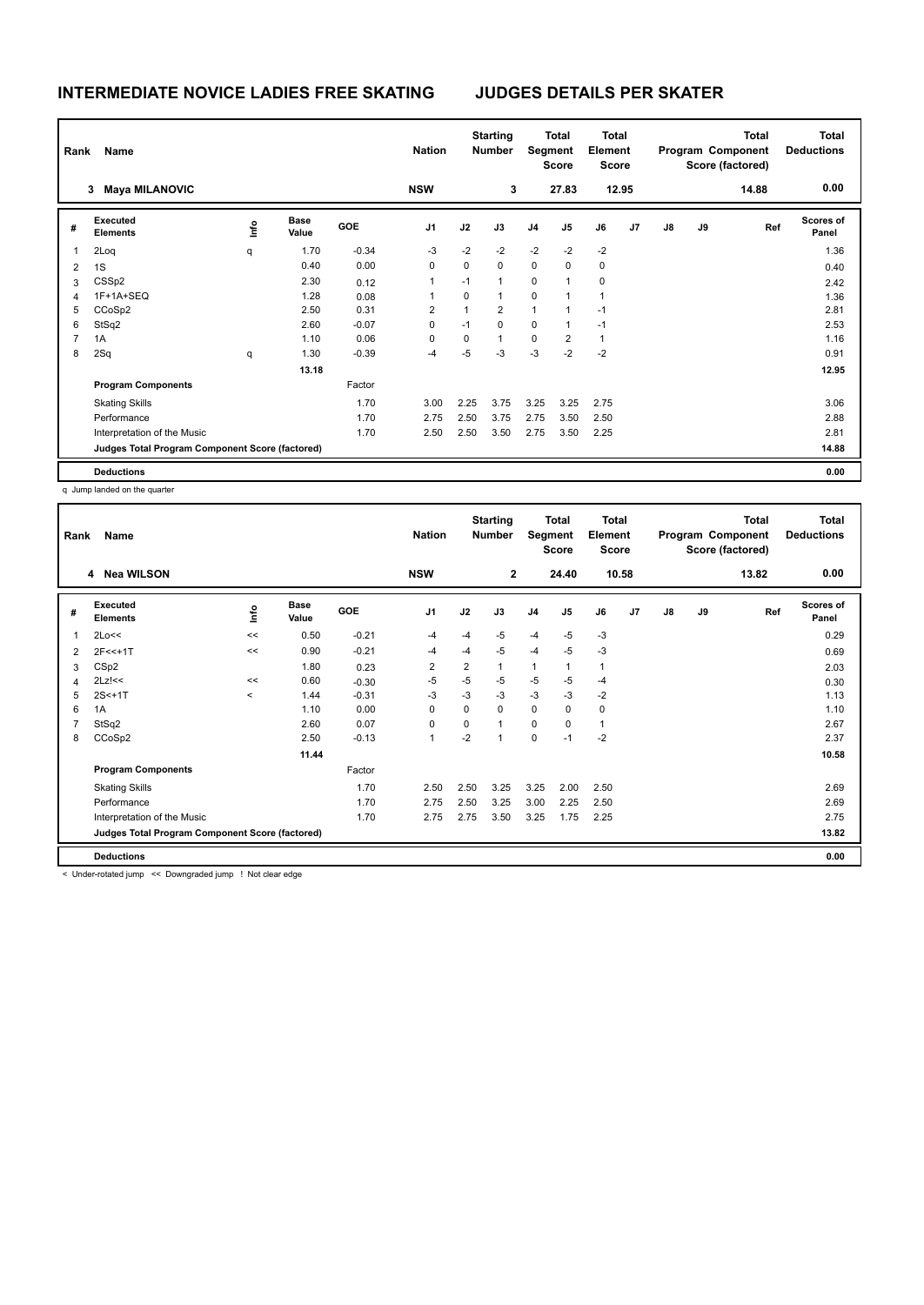# INTERMEDIATE NOVICE LADIES FREE SKATING JUDGES DETAILS PER SKATER

| Rank | Name | Nation | Starting Number | Total Segment Score | Total Element Score | Total Program Component Score (factored) | Total Deductions |
|---|---|---|---|---|---|---|---|
| 3 | Maya MILANOVIC | NSW | 3 | 27.83 | 12.95 | 14.88 | 0.00 |

| # | Executed Elements | Info | Base Value | GOE | J1 | J2 | J3 | J4 | J5 | J6 | J7 | J8 | J9 | Ref | Scores of Panel |
|---|---|---|---|---|---|---|---|---|---|---|---|---|---|---|---|
| 1 | 2Loq | q | 1.70 | -0.34 | -3 | -2 | -2 | -2 | -2 | -2 | | | | | 1.36 |
| 2 | 1S | | 0.40 | 0.00 | 0 | 0 | 0 | 0 | 0 | 0 | | | | | 0.40 |
| 3 | CSSp2 | | 2.30 | 0.12 | 1 | -1 | 1 | 0 | 1 | 0 | | | | | 2.42 |
| 4 | 1F+1A+SEQ | | 1.28 | 0.08 | 1 | 0 | 1 | 0 | 1 | 1 | | | | | 1.36 |
| 5 | CCoSp2 | | 2.50 | 0.31 | 2 | 1 | 2 | 1 | 1 | -1 | | | | | 2.81 |
| 6 | StSq2 | | 2.60 | -0.07 | 0 | -1 | 0 | 0 | 1 | -1 | | | | | 2.53 |
| 7 | 1A | | 1.10 | 0.06 | 0 | 0 | 1 | 0 | 2 | 1 | | | | | 1.16 |
| 8 | 2Sq | q | 1.30 | -0.39 | -4 | -5 | -3 | -3 | -2 | -2 | | | | | 0.91 |
| | | | 13.18 | | | | | | | | | | | | 12.95 |
| | **Program Components** | | | Factor | | | | | | | | | | | |
| | Skating Skills | | | 1.70 | 3.00 | 2.25 | 3.75 | 3.25 | 3.25 | 2.75 | | | | | 3.06 |
| | Performance | | | 1.70 | 2.75 | 2.50 | 3.75 | 2.75 | 3.50 | 2.50 | | | | | 2.88 |
| | Interpretation of the Music | | | 1.70 | 2.50 | 2.50 | 3.50 | 2.75 | 3.50 | 2.25 | | | | | 2.81 |
| | **Judges Total Program Component Score (factored)** | | | | | | | | | | | | | | 14.88 |
| | **Deductions** | | | | | | | | | | | | | | 0.00 |

q Jump landed on the quarter

| Rank | Name | Nation | Starting Number | Total Segment Score | Total Element Score | Total Program Component Score (factored) | Total Deductions |
|---|---|---|---|---|---|---|---|
| 4 | Nea WILSON | NSW | 2 | 24.40 | 10.58 | 13.82 | 0.00 |

| # | Executed Elements | Info | Base Value | GOE | J1 | J2 | J3 | J4 | J5 | J6 | J7 | J8 | J9 | Ref | Scores of Panel |
|---|---|---|---|---|---|---|---|---|---|---|---|---|---|---|---|
| 1 | 2Lo<< | << | 0.50 | -0.21 | -4 | -4 | -5 | -4 | -5 | -3 | | | | | 0.29 |
| 2 | 2F<<+1T | << | 0.90 | -0.21 | -4 | -4 | -5 | -4 | -5 | -3 | | | | | 0.69 |
| 3 | CSp2 | | 1.80 | 0.23 | 2 | 2 | 1 | 1 | 1 | 1 | | | | | 2.03 |
| 4 | 2Lz!<< | << | 0.60 | -0.30 | -5 | -5 | -5 | -5 | -5 | -4 | | | | | 0.30 |
| 5 | 2S<+1T | < | 1.44 | -0.31 | -3 | -3 | -3 | -3 | -3 | -2 | | | | | 1.13 |
| 6 | 1A | | 1.10 | 0.00 | 0 | 0 | 0 | 0 | 0 | 0 | | | | | 1.10 |
| 7 | StSq2 | | 2.60 | 0.07 | 0 | 0 | 1 | 0 | 0 | 1 | | | | | 2.67 |
| 8 | CCoSp2 | | 2.50 | -0.13 | 1 | -2 | 1 | 0 | -1 | -2 | | | | | 2.37 |
| | | | 11.44 | | | | | | | | | | | | 10.58 |
| | **Program Components** | | | Factor | | | | | | | | | | | |
| | Skating Skills | | | 1.70 | 2.50 | 2.50 | 3.25 | 3.25 | 2.00 | 2.50 | | | | | 2.69 |
| | Performance | | | 1.70 | 2.75 | 2.50 | 3.25 | 3.00 | 2.25 | 2.50 | | | | | 2.69 |
| | Interpretation of the Music | | | 1.70 | 2.75 | 2.75 | 3.50 | 3.25 | 1.75 | 2.25 | | | | | 2.75 |
| | **Judges Total Program Component Score (factored)** | | | | | | | | | | | | | | 13.82 |
| | **Deductions** | | | | | | | | | | | | | | 0.00 |

< Under-rotated jump << Downgraded jump ! Not clear edge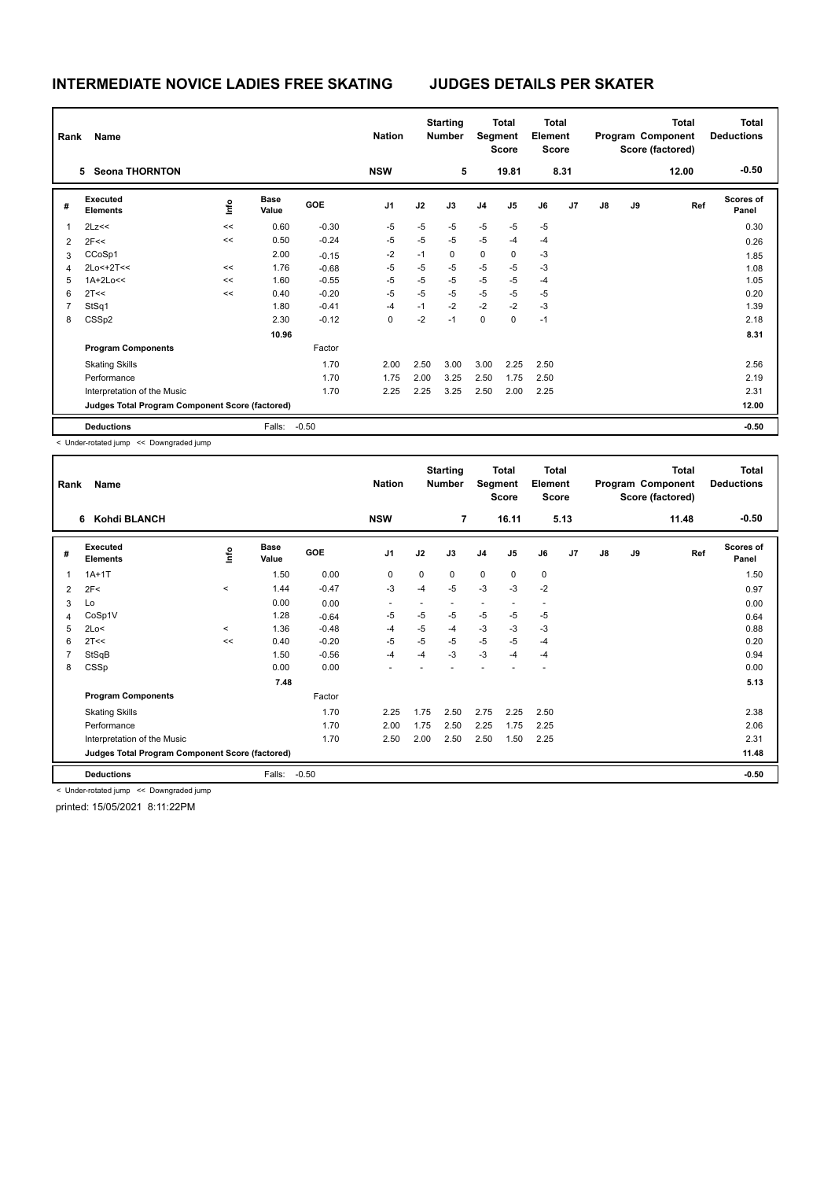# INTERMEDIATE NOVICE LADIES FREE SKATING JUDGES DETAILS PER SKATER

| Rank | Name | Nation | Starting Number | Total Segment Score | Total Element Score | Total Program Component Score (factored) | Total Deductions |
|---|---|---|---|---|---|---|---|
| 5 | Seona THORNTON | NSW | 5 | 19.81 | 8.31 | 12.00 | -0.50 |

| # | Executed Elements | Info | Base Value | GOE | J1 | J2 | J3 | J4 | J5 | J6 | J7 | J8 | J9 | Ref | Scores of Panel |
|---|---|---|---|---|---|---|---|---|---|---|---|---|---|---|---|
| 1 | 2Lz<< | << | 0.60 | -0.30 | -5 | -5 | -5 | -5 | -5 | -5 | | | | | 0.30 |
| 2 | 2F<< | << | 0.50 | -0.24 | -5 | -5 | -5 | -5 | -4 | -4 | | | | | 0.26 |
| 3 | CCoSp1 | | 2.00 | -0.15 | -2 | -1 | 0 | 0 | 0 | -3 | | | | | 1.85 |
| 4 | 2Lo<+2T<< | << | 1.76 | -0.68 | -5 | -5 | -5 | -5 | -5 | -3 | | | | | 1.08 |
| 5 | 1A+2Lo<< | << | 1.60 | -0.55 | -5 | -5 | -5 | -5 | -5 | -4 | | | | | 1.05 |
| 6 | 2T<< | << | 0.40 | -0.20 | -5 | -5 | -5 | -5 | -5 | -5 | | | | | 0.20 |
| 7 | StSq1 | | 1.80 | -0.41 | -4 | -1 | -2 | -2 | -2 | -3 | | | | | 1.39 |
| 8 | CSSp2 | | 2.30 | -0.12 | 0 | -2 | -1 | 0 | 0 | -1 | | | | | 2.18 |
| | | | 10.96 | | | | | | | | | | | | 8.31 |
| | **Program Components** | | | Factor | | | | | | | | | | | |
| | Skating Skills | | | 1.70 | 2.00 | 2.50 | 3.00 | 3.00 | 2.25 | 2.50 | | | | | 2.56 |
| | Performance | | | 1.70 | 1.75 | 2.00 | 3.25 | 2.50 | 1.75 | 2.50 | | | | | 2.19 |
| | Interpretation of the Music | | | 1.70 | 2.25 | 2.25 | 3.25 | 2.50 | 2.00 | 2.25 | | | | | 2.31 |
| | **Judges Total Program Component Score (factored)** | | | | | | | | | | | | | | 12.00 |
| | **Deductions** | | Falls: | -0.50 | | | | | | | | | | | -0.50 |

< Under-rotated jump << Downgraded jump

| Rank | Name | Nation | Starting Number | Total Segment Score | Total Element Score | Total Program Component Score (factored) | Total Deductions |
|---|---|---|---|---|---|---|---|
| 6 | Kohdi BLANCH | NSW | 7 | 16.11 | 5.13 | 11.48 | -0.50 |

| # | Executed Elements | Info | Base Value | GOE | J1 | J2 | J3 | J4 | J5 | J6 | J7 | J8 | J9 | Ref | Scores of Panel |
|---|---|---|---|---|---|---|---|---|---|---|---|---|---|---|---|
| 1 | 1A+1T | | 1.50 | 0.00 | 0 | 0 | 0 | 0 | 0 | 0 | | | | | 1.50 |
| 2 | 2F< | < | 1.44 | -0.47 | -3 | -4 | -5 | -3 | -3 | -2 | | | | | 0.97 |
| 3 | Lo | | 0.00 | 0.00 | - | - | - | - | - | - | | | | | 0.00 |
| 4 | CoSp1V | | 1.28 | -0.64 | -5 | -5 | -5 | -5 | -5 | -5 | | | | | 0.64 |
| 5 | 2Lo< | < | 1.36 | -0.48 | -4 | -5 | -4 | -3 | -3 | -3 | | | | | 0.88 |
| 6 | 2T<< | << | 0.40 | -0.20 | -5 | -5 | -5 | -5 | -5 | -4 | | | | | 0.20 |
| 7 | StSqB | | 1.50 | -0.56 | -4 | -4 | -3 | -3 | -4 | -4 | | | | | 0.94 |
| 8 | CSSp | | 0.00 | 0.00 | - | - | - | - | - | - | | | | | 0.00 |
| | | | 7.48 | | | | | | | | | | | | 5.13 |
| | **Program Components** | | | Factor | | | | | | | | | | | |
| | Skating Skills | | | 1.70 | 2.25 | 1.75 | 2.50 | 2.75 | 2.25 | 2.50 | | | | | 2.38 |
| | Performance | | | 1.70 | 2.00 | 1.75 | 2.50 | 2.25 | 1.75 | 2.25 | | | | | 2.06 |
| | Interpretation of the Music | | | 1.70 | 2.50 | 2.00 | 2.50 | 2.50 | 1.50 | 2.25 | | | | | 2.31 |
| | **Judges Total Program Component Score (factored)** | | | | | | | | | | | | | | 11.48 |
| | **Deductions** | | Falls: | -0.50 | | | | | | | | | | | -0.50 |

< Under-rotated jump << Downgraded jump

printed: 15/05/2021 8:11:22PM